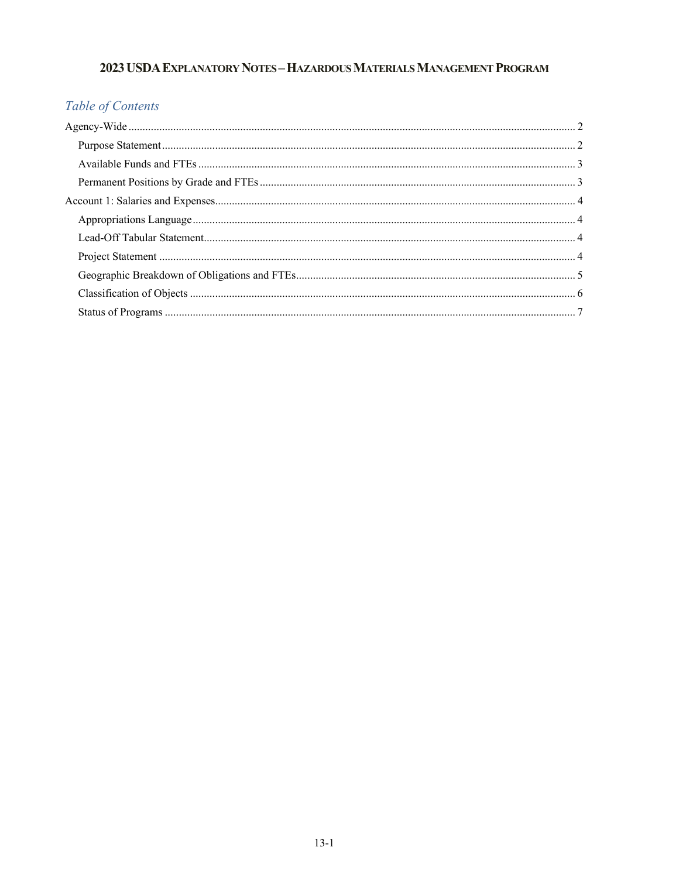# 2023 USDA Explanatory Notes – Hazardous Materials Management Program

## Table of Contents

Agency-Wide ..... 2

- Purpose Statement ..... 2
- Available Funds and FTEs ..... 3
- Permanent Positions by Grade and FTEs ..... 3

Account 1: Salaries and Expenses ..... 4

- Appropriations Language ..... 4
- Lead-Off Tabular Statement ..... 4
- Project Statement ..... 4
- Geographic Breakdown of Obligations and FTEs ..... 5
- Classification of Objects ..... 6
- Status of Programs ..... 7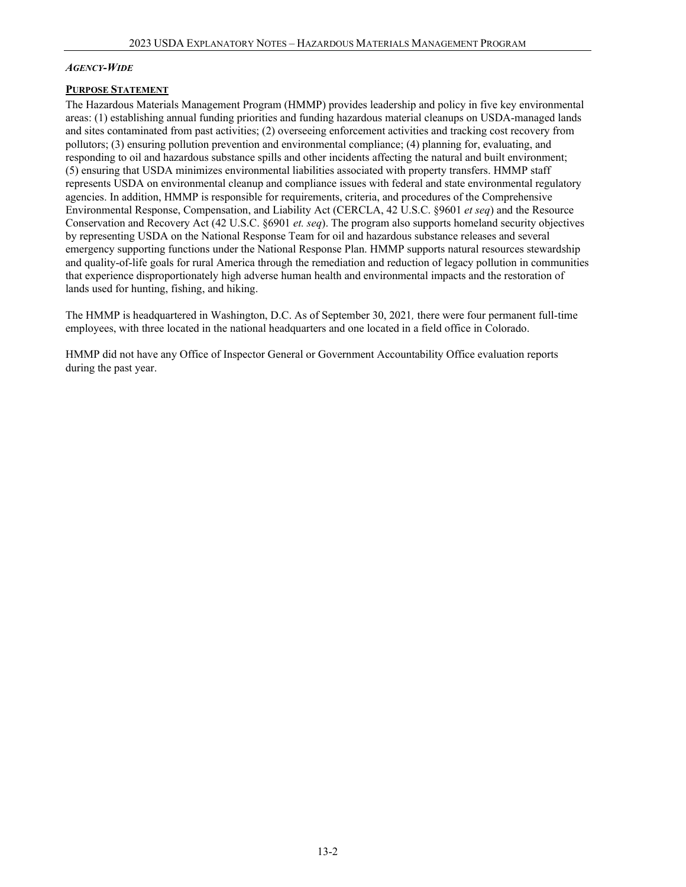***Agency-Wide***

**Purpose Statement**

The Hazardous Materials Management Program (HMMP) provides leadership and policy in five key environmental areas: (1) establishing annual funding priorities and funding hazardous material cleanups on USDA-managed lands and sites contaminated from past activities; (2) overseeing enforcement activities and tracking cost recovery from pollutors; (3) ensuring pollution prevention and environmental compliance; (4) planning for, evaluating, and responding to oil and hazardous substance spills and other incidents affecting the natural and built environment; (5) ensuring that USDA minimizes environmental liabilities associated with property transfers. HMMP staff represents USDA on environmental cleanup and compliance issues with federal and state environmental regulatory agencies. In addition, HMMP is responsible for requirements, criteria, and procedures of the Comprehensive Environmental Response, Compensation, and Liability Act (CERCLA, 42 U.S.C. §9601 *et seq*) and the Resource Conservation and Recovery Act (42 U.S.C. §6901 *et. seq*). The program also supports homeland security objectives by representing USDA on the National Response Team for oil and hazardous substance releases and several emergency supporting functions under the National Response Plan. HMMP supports natural resources stewardship and quality-of-life goals for rural America through the remediation and reduction of legacy pollution in communities that experience disproportionately high adverse human health and environmental impacts and the restoration of lands used for hunting, fishing, and hiking.

The HMMP is headquartered in Washington, D.C. As of September 30, 2021, there were four permanent full-time employees, with three located in the national headquarters and one located in a field office in Colorado.

HMMP did not have any Office of Inspector General or Government Accountability Office evaluation reports during the past year.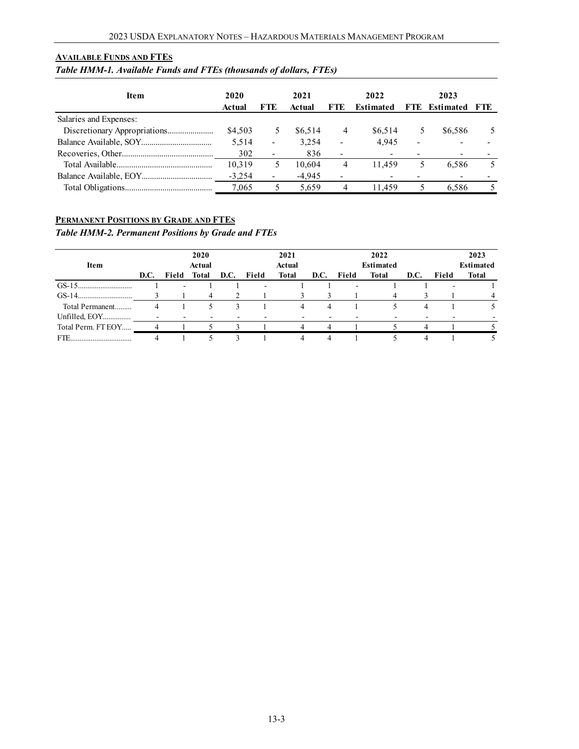## AVAILABLE FUNDS AND FTES

### *Table HMM-1. Available Funds and FTEs (thousands of dollars, FTEs)*

| Item | 2020 Actual | FTE | 2021 Actual | FTE | 2022 Estimated | FTE | 2023 Estimated | FTE |
|---|---|---|---|---|---|---|---|---|
| Salaries and Expenses: | | | | | | | | |
| Discretionary Appropriations | $4,503 | 5 | $6,514 | 4 | $6,514 | 5 | $6,586 | 5 |
| Balance Available, SOY | 5,514 | - | 3,254 | - | 4,945 | - | - | - |
| Recoveries, Other | 302 | - | 836 | - | - | - | - | - |
| Total Available | 10,319 | 5 | 10,604 | 4 | 11,459 | 5 | 6,586 | 5 |
| Balance Available, EOY | -3,254 | - | -4,945 | - | - | - | - | - |
| Total Obligations | 7,065 | 5 | 5,659 | 4 | 11,459 | 5 | 6,586 | 5 |

## PERMANENT POSITIONS BY GRADE AND FTES

### *Table HMM-2. Permanent Positions by Grade and FTEs*

| Item | D.C. | Field | 2020 Actual Total | D.C. | Field | 2021 Actual Total | D.C. | Field | 2022 Estimated Total | D.C. | Field | 2023 Estimated Total |
|---|---|---|---|---|---|---|---|---|---|---|---|---|
| GS-15 | 1 | - | 1 | 1 | - | 1 | 1 | - | 1 | 1 | - | 1 |
| GS-14 | 3 | 1 | 4 | 2 | 1 | 3 | 3 | 1 | 4 | 3 | 1 | 4 |
| Total Permanent | 4 | 1 | 5 | 3 | 1 | 4 | 4 | 1 | 5 | 4 | 1 | 5 |
| Unfilled, EOY | - | - | - | - | - | - | - | - | - | - | - | - |
| Total Perm. FT EOY | 4 | 1 | 5 | 3 | 1 | 4 | 4 | 1 | 5 | 4 | 1 | 5 |
| FTE | 4 | 1 | 5 | 3 | 1 | 4 | 4 | 1 | 5 | 4 | 1 | 5 |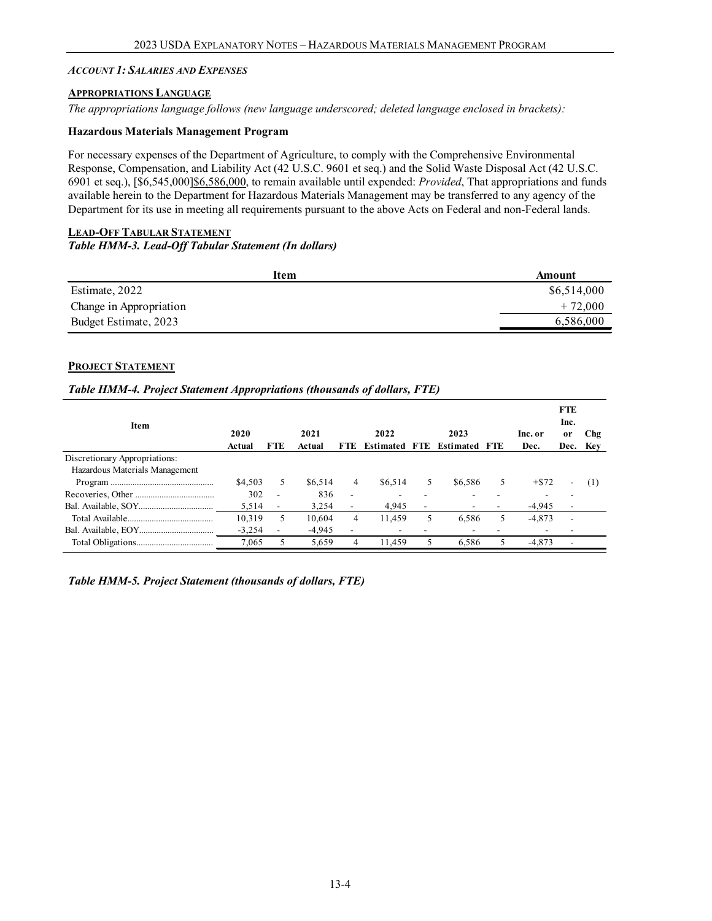*ACCOUNT 1: SALARIES AND EXPENSES*

**APPROPRIATIONS LANGUAGE**

*The appropriations language follows (new language underscored; deleted language enclosed in brackets):*

**Hazardous Materials Management Program**

For necessary expenses of the Department of Agriculture, to comply with the Comprehensive Environmental Response, Compensation, and Liability Act (42 U.S.C. 9601 et seq.) and the Solid Waste Disposal Act (42 U.S.C. 6901 et seq.), [$6,545,000]$6,586,000, to remain available until expended: *Provided*, That appropriations and funds available herein to the Department for Hazardous Materials Management may be transferred to any agency of the Department for its use in meeting all requirements pursuant to the above Acts on Federal and non-Federal lands.

**LEAD-OFF TABULAR STATEMENT**

*Table HMM-3. Lead-Off Tabular Statement (In dollars)*

| Item | Amount |
|---|---|
| Estimate, 2022 | $6,514,000 |
| Change in Appropriation | + 72,000 |
| Budget Estimate, 2023 | 6,586,000 |

**PROJECT STATEMENT**

*Table HMM-4. Project Statement Appropriations (thousands of dollars, FTE)*

| Item | 2020 Actual | FTE | 2021 Actual | FTE | 2022 Estimated | FTE | 2023 Estimated | FTE | Inc. or Dec. | FTE Inc. or Dec. | Chg Key |
|---|---|---|---|---|---|---|---|---|---|---|---|
| Discretionary Appropriations: | | | | | | | | | | | |
| Hazardous Materials Management Program | $4,503 | 5 | $6,514 | 4 | $6,514 | 5 | $6,586 | 5 | +$72 | - | (1) |
| Recoveries, Other | 302 | - | 836 | - | - | - | - | - | - | - | |
| Bal. Available, SOY | 5,514 | - | 3,254 | - | 4,945 | - | - | - | -4,945 | - | |
| Total Available | 10,319 | 5 | 10,604 | 4 | 11,459 | 5 | 6,586 | 5 | -4,873 | - | |
| Bal. Available, EOY | -3,254 | - | -4,945 | - | - | - | - | - | - | - | |
| Total Obligations | 7,065 | 5 | 5,659 | 4 | 11,459 | 5 | 6,586 | 5 | -4,873 | - | |

*Table HMM-5. Project Statement (thousands of dollars, FTE)*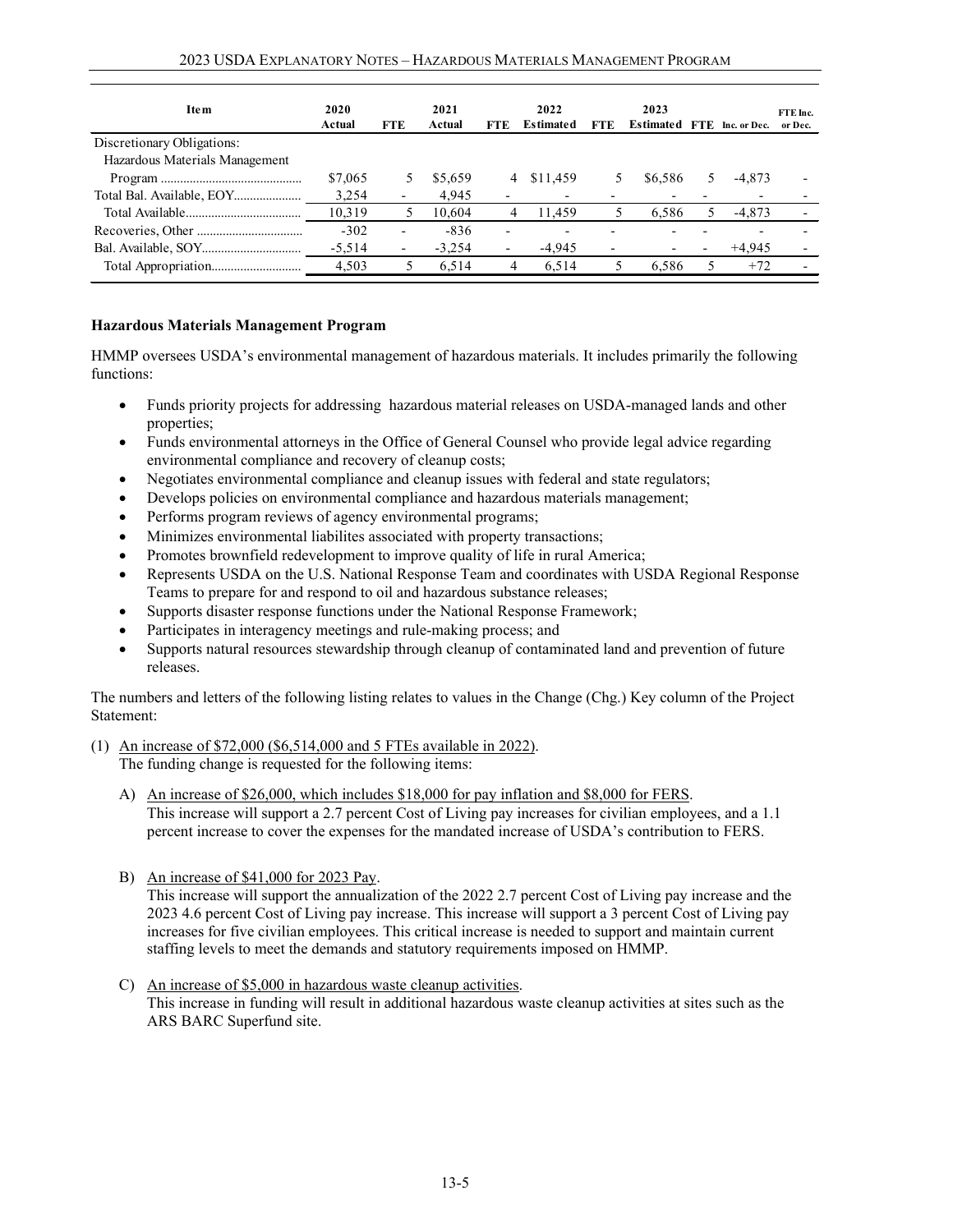| Item | 2020 Actual | FTE | 2021 Actual | FTE | 2022 Estimated | FTE | 2023 Estimated | FTE | Inc. or Dec. | FTE Inc. or Dec. |
|---|---|---|---|---|---|---|---|---|---|---|
| Discretionary Obligations: | | | | | | | | | | |
| Hazardous Materials Management Program | $7,065 | 5 | $5,659 | 4 | $11,459 | 5 | $6,586 | 5 | -4,873 | - |
| Total Bal. Available, EOY | 3,254 | - | 4,945 | - | - | - | - | - | - | - |
| Total Available | 10,319 | 5 | 10,604 | 4 | 11,459 | 5 | 6,586 | 5 | -4,873 | - |
| Recoveries, Other | -302 | - | -836 | - | - | - | - | - | - | - |
| Bal. Available, SOY | -5,514 | - | -3,254 | - | -4,945 | - | - | - | +4,945 | - |
| Total Appropriation | 4,503 | 5 | 6,514 | 4 | 6,514 | 5 | 6,586 | 5 | +72 | - |

### Hazardous Materials Management Program

HMMP oversees USDA's environmental management of hazardous materials. It includes primarily the following functions:

- Funds priority projects for addressing hazardous material releases on USDA-managed lands and other properties;
- Funds environmental attorneys in the Office of General Counsel who provide legal advice regarding environmental compliance and recovery of cleanup costs;
- Negotiates environmental compliance and cleanup issues with federal and state regulators;
- Develops policies on environmental compliance and hazardous materials management;
- Performs program reviews of agency environmental programs;
- Minimizes environmental liabilites associated with property transactions;
- Promotes brownfield redevelopment to improve quality of life in rural America;
- Represents USDA on the U.S. National Response Team and coordinates with USDA Regional Response Teams to prepare for and respond to oil and hazardous substance releases;
- Supports disaster response functions under the National Response Framework;
- Participates in interagency meetings and rule-making process; and
- Supports natural resources stewardship through cleanup of contaminated land and prevention of future releases.

The numbers and letters of the following listing relates to values in the Change (Chg.) Key column of the Project Statement:

(1) An increase of $72,000 ($6,514,000 and 5 FTEs available in 2022).
The funding change is requested for the following items:

A) An increase of $26,000, which includes $18,000 for pay inflation and $8,000 for FERS.
This increase will support a 2.7 percent Cost of Living pay increases for civilian employees, and a 1.1 percent increase to cover the expenses for the mandated increase of USDA's contribution to FERS.

B) An increase of $41,000 for 2023 Pay.
This increase will support the annualization of the 2022 2.7 percent Cost of Living pay increase and the 2023 4.6 percent Cost of Living pay increase. This increase will support a 3 percent Cost of Living pay increases for five civilian employees. This critical increase is needed to support and maintain current staffing levels to meet the demands and statutory requirements imposed on HMMP.

C) An increase of $5,000 in hazardous waste cleanup activities.
This increase in funding will result in additional hazardous waste cleanup activities at sites such as the ARS BARC Superfund site.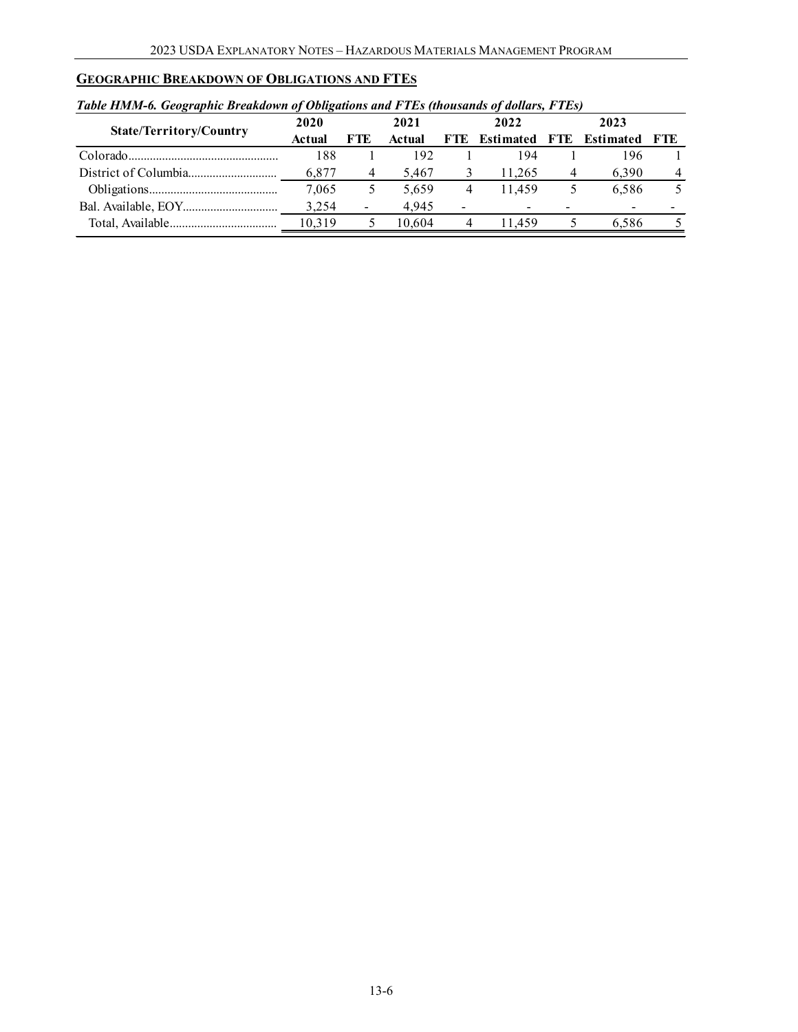## GEOGRAPHIC BREAKDOWN OF OBLIGATIONS AND FTES

***Table HMM-6. Geographic Breakdown of Obligations and FTEs (thousands of dollars, FTEs)***

| State/Territory/Country | 2020 Actual | FTE | 2021 Actual | FTE | 2022 Estimated | FTE | 2023 Estimated | FTE |
|---|---|---|---|---|---|---|---|---|
| Colorado | 188 | 1 | 192 | 1 | 194 | 1 | 196 | 1 |
| District of Columbia | 6,877 | 4 | 5,467 | 3 | 11,265 | 4 | 6,390 | 4 |
| Obligations | 7,065 | 5 | 5,659 | 4 | 11,459 | 5 | 6,586 | 5 |
| Bal. Available, EOY | 3,254 | - | 4,945 | - | - | - | - | - |
| Total, Available | 10,319 | 5 | 10,604 | 4 | 11,459 | 5 | 6,586 | 5 |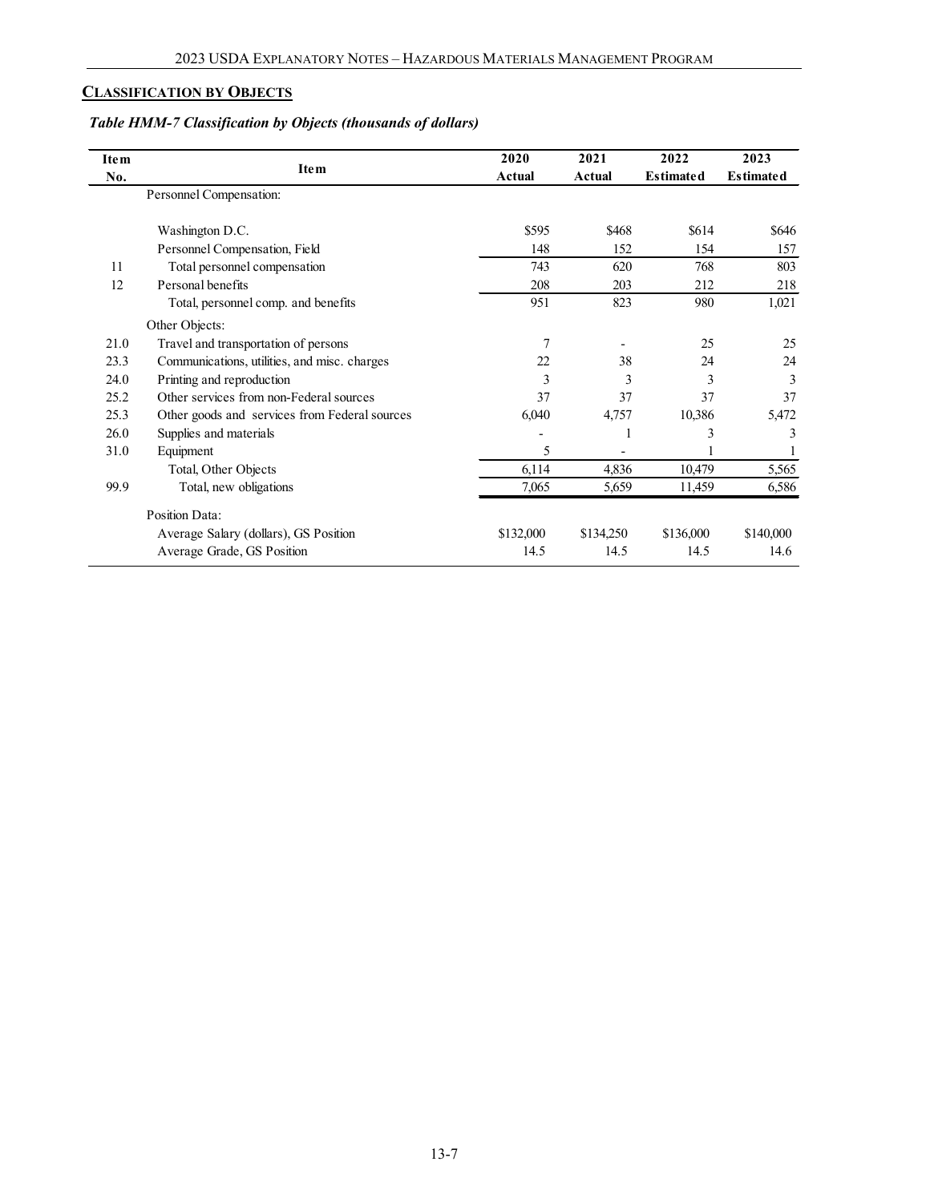## CLASSIFICATION BY OBJECTS

*Table HMM-7 Classification by Objects (thousands of dollars)*

| Item No. | Item | 2020 Actual | 2021 Actual | 2022 Estimated | 2023 Estimated |
|---|---|---|---|---|---|
| | Personnel Compensation: | | | | |
| | Washington D.C. | $595 | $468 | $614 | $646 |
| | Personnel Compensation, Field | 148 | 152 | 154 | 157 |
| 11 | Total personnel compensation | 743 | 620 | 768 | 803 |
| 12 | Personal benefits | 208 | 203 | 212 | 218 |
| | Total, personnel comp. and benefits | 951 | 823 | 980 | 1,021 |
| | Other Objects: | | | | |
| 21.0 | Travel and transportation of persons | 7 | - | 25 | 25 |
| 23.3 | Communications, utilities, and misc. charges | 22 | 38 | 24 | 24 |
| 24.0 | Printing and reproduction | 3 | 3 | 3 | 3 |
| 25.2 | Other services from non-Federal sources | 37 | 37 | 37 | 37 |
| 25.3 | Other goods and services from Federal sources | 6,040 | 4,757 | 10,386 | 5,472 |
| 26.0 | Supplies and materials | - | 1 | 3 | 3 |
| 31.0 | Equipment | 5 | - | 1 | 1 |
| | Total, Other Objects | 6,114 | 4,836 | 10,479 | 5,565 |
| 99.9 | Total, new obligations | 7,065 | 5,659 | 11,459 | 6,586 |
| | Position Data: | | | | |
| | Average Salary (dollars), GS Position | $132,000 | $134,250 | $136,000 | $140,000 |
| | Average Grade, GS Position | 14.5 | 14.5 | 14.5 | 14.6 |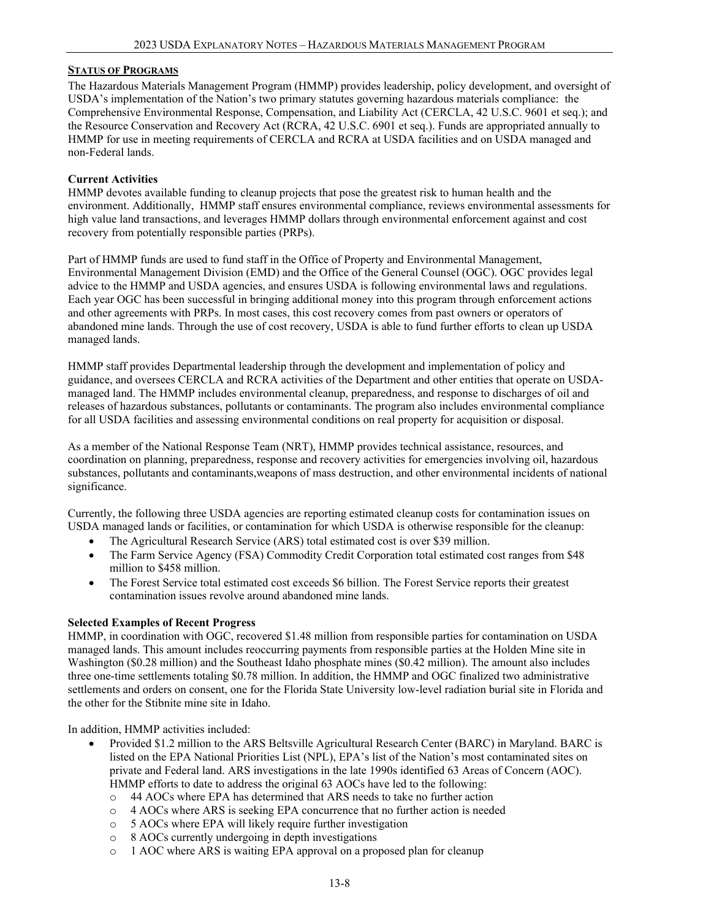## STATUS OF PROGRAMS

The Hazardous Materials Management Program (HMMP) provides leadership, policy development, and oversight of USDA's implementation of the Nation's two primary statutes governing hazardous materials compliance: the Comprehensive Environmental Response, Compensation, and Liability Act (CERCLA, 42 U.S.C. 9601 et seq.); and the Resource Conservation and Recovery Act (RCRA, 42 U.S.C. 6901 et seq.). Funds are appropriated annually to HMMP for use in meeting requirements of CERCLA and RCRA at USDA facilities and on USDA managed and non-Federal lands.

### Current Activities

HMMP devotes available funding to cleanup projects that pose the greatest risk to human health and the environment. Additionally, HMMP staff ensures environmental compliance, reviews environmental assessments for high value land transactions, and leverages HMMP dollars through environmental enforcement against and cost recovery from potentially responsible parties (PRPs).

Part of HMMP funds are used to fund staff in the Office of Property and Environmental Management, Environmental Management Division (EMD) and the Office of the General Counsel (OGC). OGC provides legal advice to the HMMP and USDA agencies, and ensures USDA is following environmental laws and regulations. Each year OGC has been successful in bringing additional money into this program through enforcement actions and other agreements with PRPs. In most cases, this cost recovery comes from past owners or operators of abandoned mine lands. Through the use of cost recovery, USDA is able to fund further efforts to clean up USDA managed lands.

HMMP staff provides Departmental leadership through the development and implementation of policy and guidance, and oversees CERCLA and RCRA activities of the Department and other entities that operate on USDA-managed land. The HMMP includes environmental cleanup, preparedness, and response to discharges of oil and releases of hazardous substances, pollutants or contaminants. The program also includes environmental compliance for all USDA facilities and assessing environmental conditions on real property for acquisition or disposal.

As a member of the National Response Team (NRT), HMMP provides technical assistance, resources, and coordination on planning, preparedness, response and recovery activities for emergencies involving oil, hazardous substances, pollutants and contaminants,weapons of mass destruction, and other environmental incidents of national significance.

Currently, the following three USDA agencies are reporting estimated cleanup costs for contamination issues on USDA managed lands or facilities, or contamination for which USDA is otherwise responsible for the cleanup:

- The Agricultural Research Service (ARS) total estimated cost is over $39 million.
- The Farm Service Agency (FSA) Commodity Credit Corporation total estimated cost ranges from $48 million to $458 million.
- The Forest Service total estimated cost exceeds $6 billion. The Forest Service reports their greatest contamination issues revolve around abandoned mine lands.

### Selected Examples of Recent Progress

HMMP, in coordination with OGC, recovered $1.48 million from responsible parties for contamination on USDA managed lands. This amount includes reoccurring payments from responsible parties at the Holden Mine site in Washington ($0.28 million) and the Southeast Idaho phosphate mines ($0.42 million). The amount also includes three one-time settlements totaling $0.78 million. In addition, the HMMP and OGC finalized two administrative settlements and orders on consent, one for the Florida State University low-level radiation burial site in Florida and the other for the Stibnite mine site in Idaho.

In addition, HMMP activities included:

- Provided $1.2 million to the ARS Beltsville Agricultural Research Center (BARC) in Maryland. BARC is listed on the EPA National Priorities List (NPL), EPA's list of the Nation's most contaminated sites on private and Federal land. ARS investigations in the late 1990s identified 63 Areas of Concern (AOC). HMMP efforts to date to address the original 63 AOCs have led to the following:
  - 44 AOCs where EPA has determined that ARS needs to take no further action
  - 4 AOCs where ARS is seeking EPA concurrence that no further action is needed
  - 5 AOCs where EPA will likely require further investigation
  - 8 AOCs currently undergoing in depth investigations
  - 1 AOC where ARS is waiting EPA approval on a proposed plan for cleanup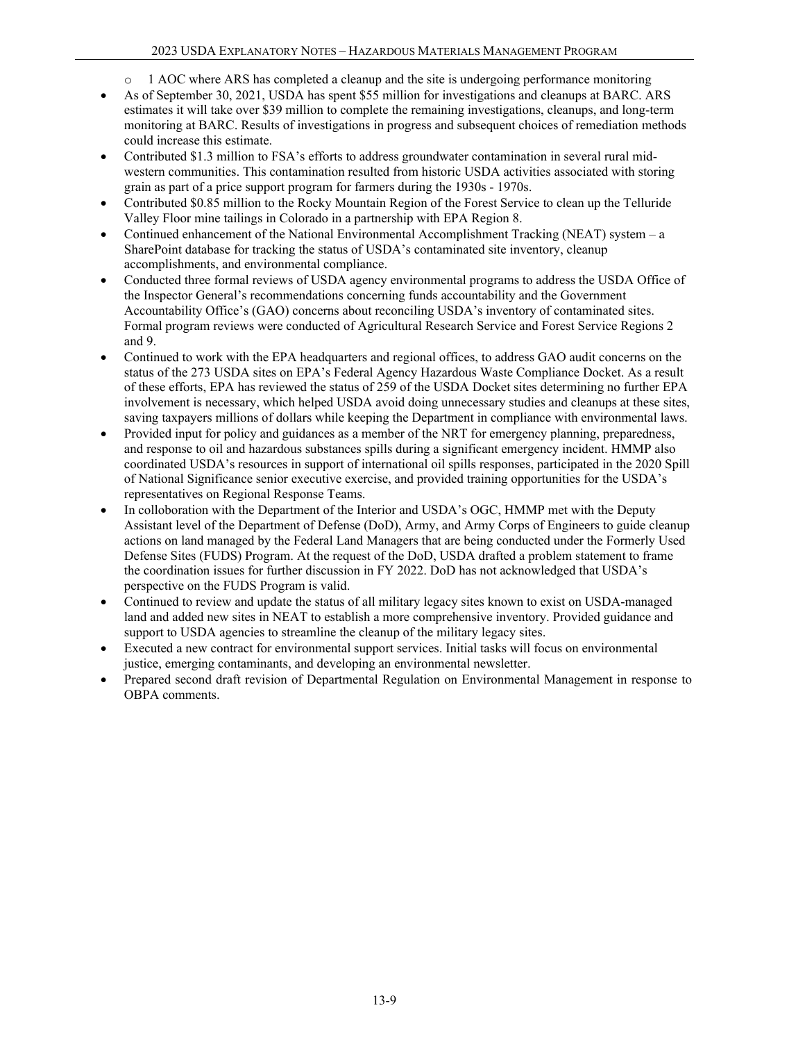- 1 AOC where ARS has completed a cleanup and the site is undergoing performance monitoring
- As of September 30, 2021, USDA has spent $55 million for investigations and cleanups at BARC. ARS estimates it will take over $39 million to complete the remaining investigations, cleanups, and long-term monitoring at BARC. Results of investigations in progress and subsequent choices of remediation methods could increase this estimate.
- Contributed $1.3 million to FSA's efforts to address groundwater contamination in several rural mid-western communities. This contamination resulted from historic USDA activities associated with storing grain as part of a price support program for farmers during the 1930s - 1970s.
- Contributed $0.85 million to the Rocky Mountain Region of the Forest Service to clean up the Telluride Valley Floor mine tailings in Colorado in a partnership with EPA Region 8.
- Continued enhancement of the National Environmental Accomplishment Tracking (NEAT) system – a SharePoint database for tracking the status of USDA's contaminated site inventory, cleanup accomplishments, and environmental compliance.
- Conducted three formal reviews of USDA agency environmental programs to address the USDA Office of the Inspector General's recommendations concerning funds accountability and the Government Accountability Office's (GAO) concerns about reconciling USDA's inventory of contaminated sites. Formal program reviews were conducted of Agricultural Research Service and Forest Service Regions 2 and 9.
- Continued to work with the EPA headquarters and regional offices, to address GAO audit concerns on the status of the 273 USDA sites on EPA's Federal Agency Hazardous Waste Compliance Docket. As a result of these efforts, EPA has reviewed the status of 259 of the USDA Docket sites determining no further EPA involvement is necessary, which helped USDA avoid doing unnecessary studies and cleanups at these sites, saving taxpayers millions of dollars while keeping the Department in compliance with environmental laws.
- Provided input for policy and guidances as a member of the NRT for emergency planning, preparedness, and response to oil and hazardous substances spills during a significant emergency incident. HMMP also coordinated USDA's resources in support of international oil spills responses, participated in the 2020 Spill of National Significance senior executive exercise, and provided training opportunities for the USDA's representatives on Regional Response Teams.
- In colloboration with the Department of the Interior and USDA's OGC, HMMP met with the Deputy Assistant level of the Department of Defense (DoD), Army, and Army Corps of Engineers to guide cleanup actions on land managed by the Federal Land Managers that are being conducted under the Formerly Used Defense Sites (FUDS) Program. At the request of the DoD, USDA drafted a problem statement to frame the coordination issues for further discussion in FY 2022. DoD has not acknowledged that USDA's perspective on the FUDS Program is valid.
- Continued to review and update the status of all military legacy sites known to exist on USDA-managed land and added new sites in NEAT to establish a more comprehensive inventory. Provided guidance and support to USDA agencies to streamline the cleanup of the military legacy sites.
- Executed a new contract for environmental support services. Initial tasks will focus on environmental justice, emerging contaminants, and developing an environmental newsletter.
- Prepared second draft revision of Departmental Regulation on Environmental Management in response to OBPA comments.